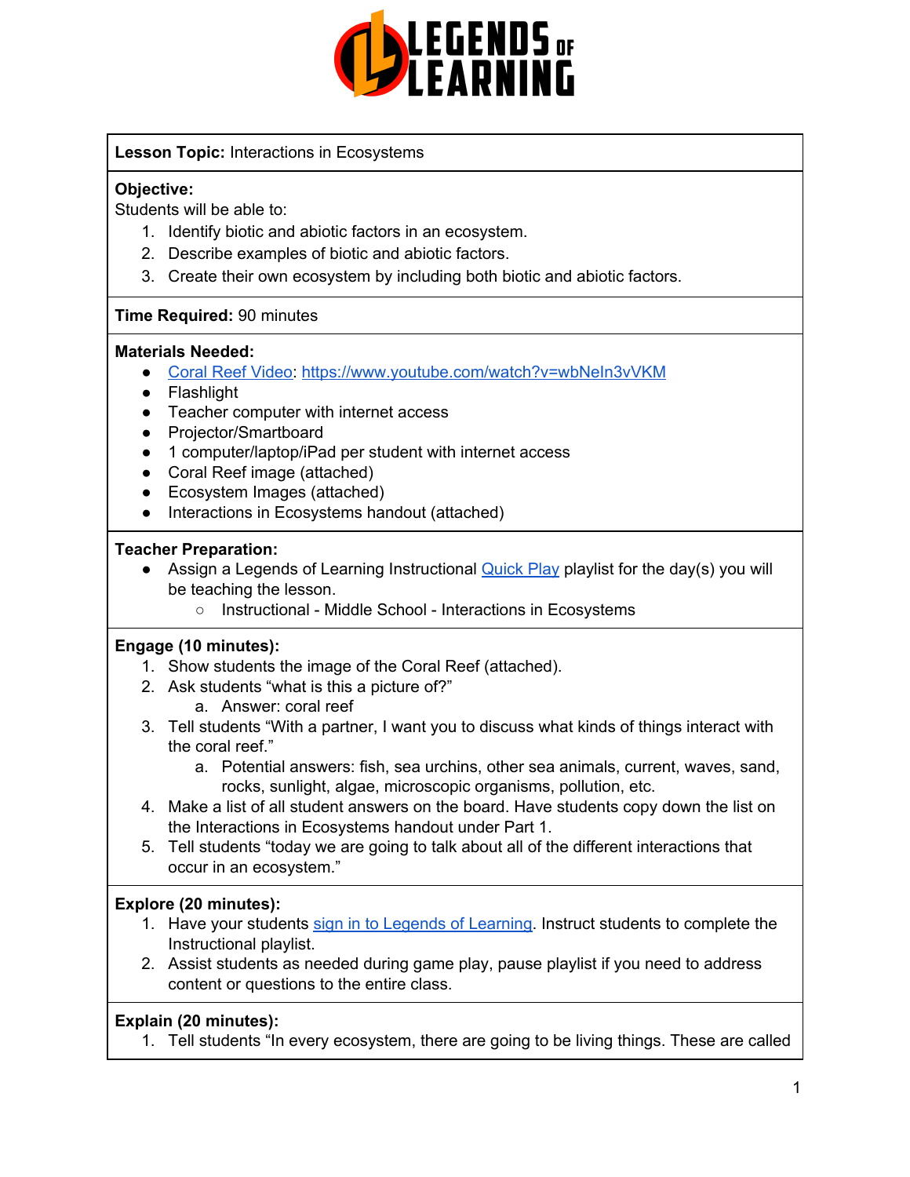**Lesson Topic:** Interactions in Ecosystems

**Objective:**
Students will be able to:
1. Identify biotic and abiotic factors in an ecosystem.
2. Describe examples of biotic and abiotic factors.
3. Create their own ecosystem by including both biotic and abiotic factors.

**Time Required:** 90 minutes

**Materials Needed:**
- [Coral Reef Video](https://www.youtube.com/watch?v=wbNeIn3vVKM): https://www.youtube.com/watch?v=wbNeIn3vVKM
- Flashlight
- Teacher computer with internet access
- Projector/Smartboard
- 1 computer/laptop/iPad per student with internet access
- Coral Reef image (attached)
- Ecosystem Images (attached)
- Interactions in Ecosystems handout (attached)

**Teacher Preparation:**
- Assign a Legends of Learning Instructional Quick Play playlist for the day(s) you will be teaching the lesson.
  - Instructional - Middle School - Interactions in Ecosystems

**Engage (10 minutes):**
1. Show students the image of the Coral Reef (attached).
2. Ask students "what is this a picture of?"
   a. Answer: coral reef
3. Tell students "With a partner, I want you to discuss what kinds of things interact with the coral reef."
   a. Potential answers: fish, sea urchins, other sea animals, current, waves, sand, rocks, sunlight, algae, microscopic organisms, pollution, etc.
4. Make a list of all student answers on the board. Have students copy down the list on the Interactions in Ecosystems handout under Part 1.
5. Tell students "today we are going to talk about all of the different interactions that occur in an ecosystem."

**Explore (20 minutes):**
1. Have your students sign in to Legends of Learning. Instruct students to complete the Instructional playlist.
2. Assist students as needed during game play, pause playlist if you need to address content or questions to the entire class.

**Explain (20 minutes):**
1. Tell students "In every ecosystem, there are going to be living things. These are called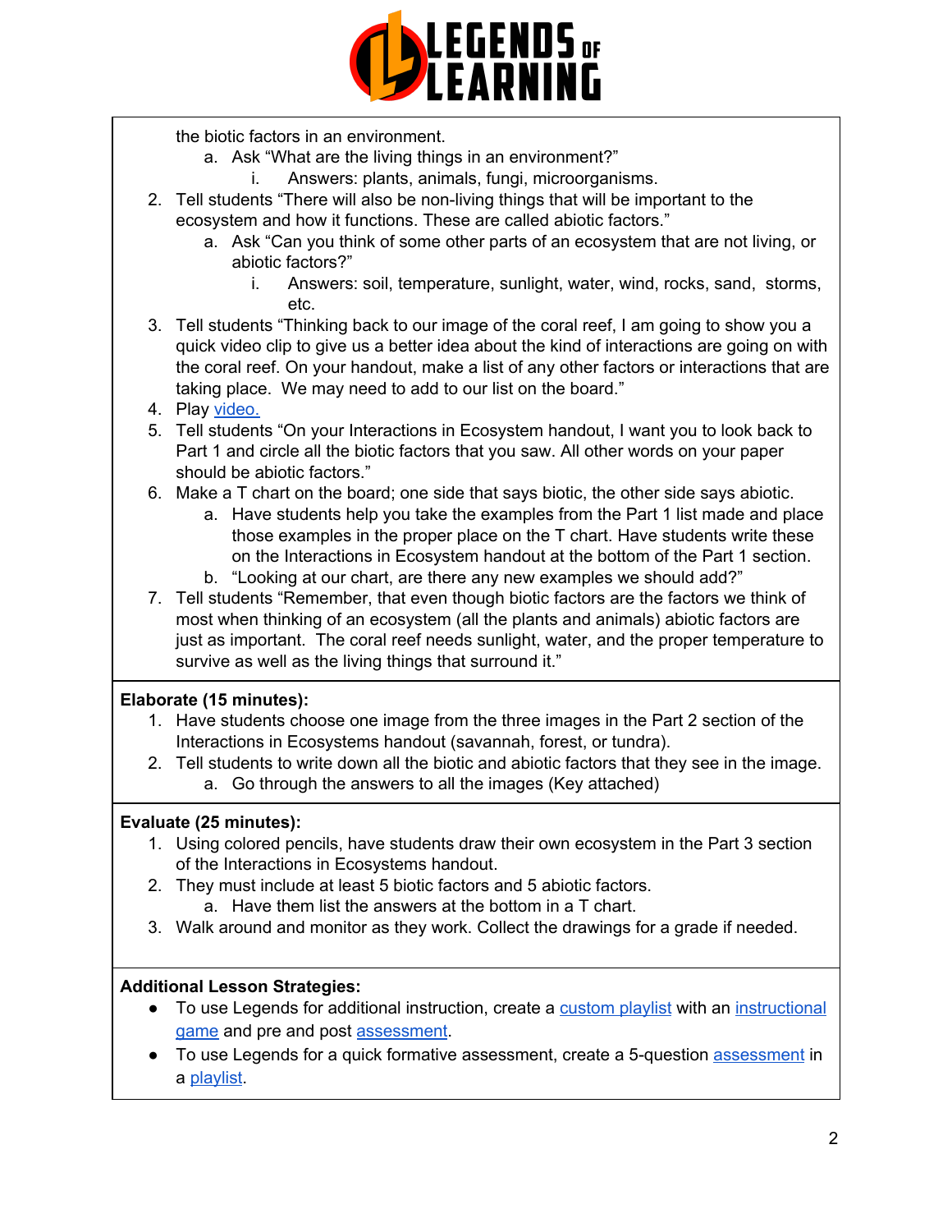the biotic factors in an environment.

   a. Ask "What are the living things in an environment?"
      i. Answers: plants, animals, fungi, microorganisms.

2. Tell students "There will also be non-living things that will be important to the ecosystem and how it functions. These are called abiotic factors."
   a. Ask "Can you think of some other parts of an ecosystem that are not living, or abiotic factors?"
      i. Answers: soil, temperature, sunlight, water, wind, rocks, sand, storms, etc.
3. Tell students "Thinking back to our image of the coral reef, I am going to show you a quick video clip to give us a better idea about the kind of interactions are going on with the coral reef. On your handout, make a list of any other factors or interactions that are taking place. We may need to add to our list on the board."
4. Play video.
5. Tell students "On your Interactions in Ecosystem handout, I want you to look back to Part 1 and circle all the biotic factors that you saw. All other words on your paper should be abiotic factors."
6. Make a T chart on the board; one side that says biotic, the other side says abiotic.
   a. Have students help you take the examples from the Part 1 list made and place those examples in the proper place on the T chart. Have students write these on the Interactions in Ecosystem handout at the bottom of the Part 1 section.
   b. "Looking at our chart, are there any new examples we should add?"
7. Tell students "Remember, that even though biotic factors are the factors we think of most when thinking of an ecosystem (all the plants and animals) abiotic factors are just as important. The coral reef needs sunlight, water, and the proper temperature to survive as well as the living things that surround it."

**Elaborate (15 minutes):**

1. Have students choose one image from the three images in the Part 2 section of the Interactions in Ecosystems handout (savannah, forest, or tundra).
2. Tell students to write down all the biotic and abiotic factors that they see in the image.
   a. Go through the answers to all the images (Key attached)

**Evaluate (25 minutes):**

1. Using colored pencils, have students draw their own ecosystem in the Part 3 section of the Interactions in Ecosystems handout.
2. They must include at least 5 biotic factors and 5 abiotic factors.
   a. Have them list the answers at the bottom in a T chart.
3. Walk around and monitor as they work. Collect the drawings for a grade if needed.

**Additional Lesson Strategies:**

- To use Legends for additional instruction, create a custom playlist with an instructional game and pre and post assessment.
- To use Legends for a quick formative assessment, create a 5-question assessment in a playlist.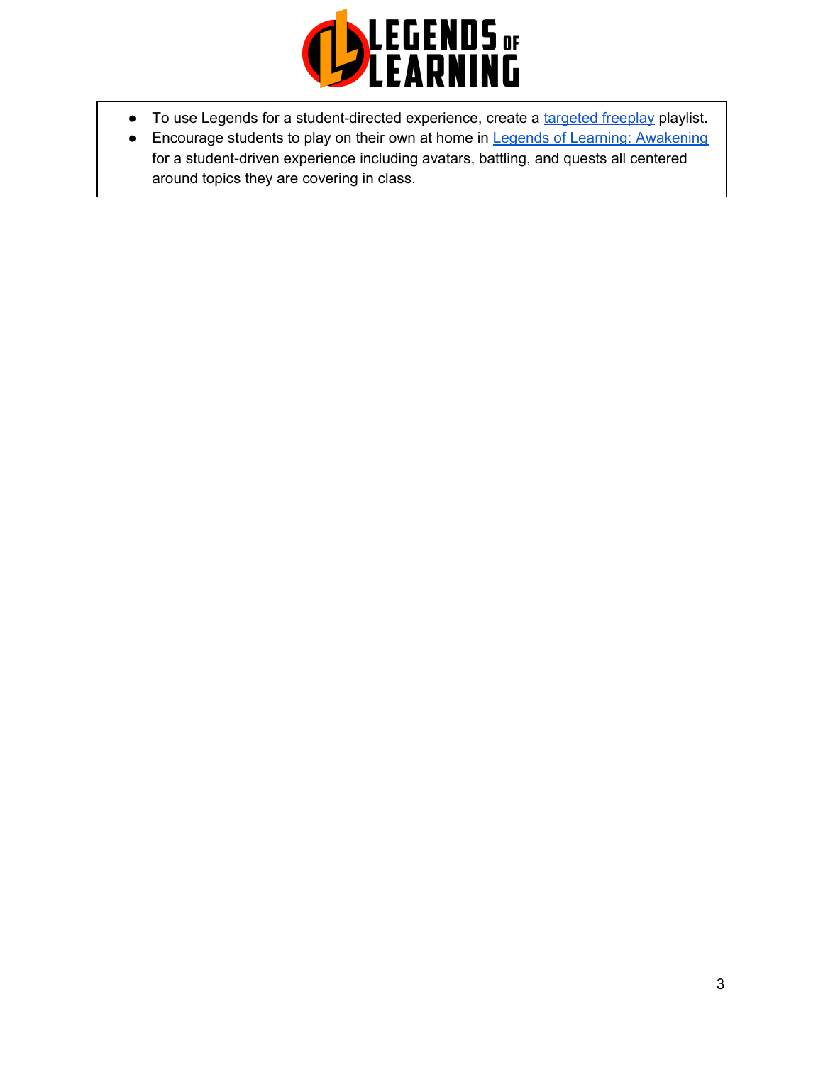- To use Legends for a student-directed experience, create a targeted freeplay playlist.
- Encourage students to play on their own at home in Legends of Learning: Awakening for a student-driven experience including avatars, battling, and quests all centered around topics they are covering in class.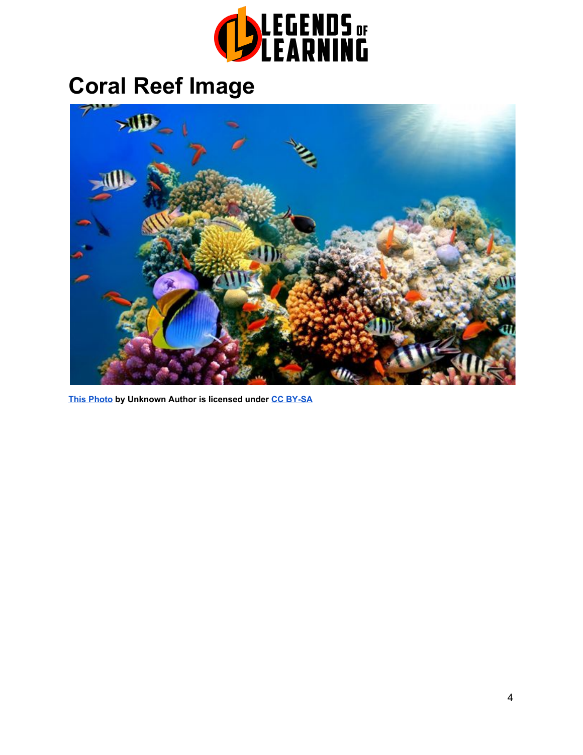# Coral Reef Image

[This Photo](#) by Unknown Author is licensed under [CC BY-SA](#)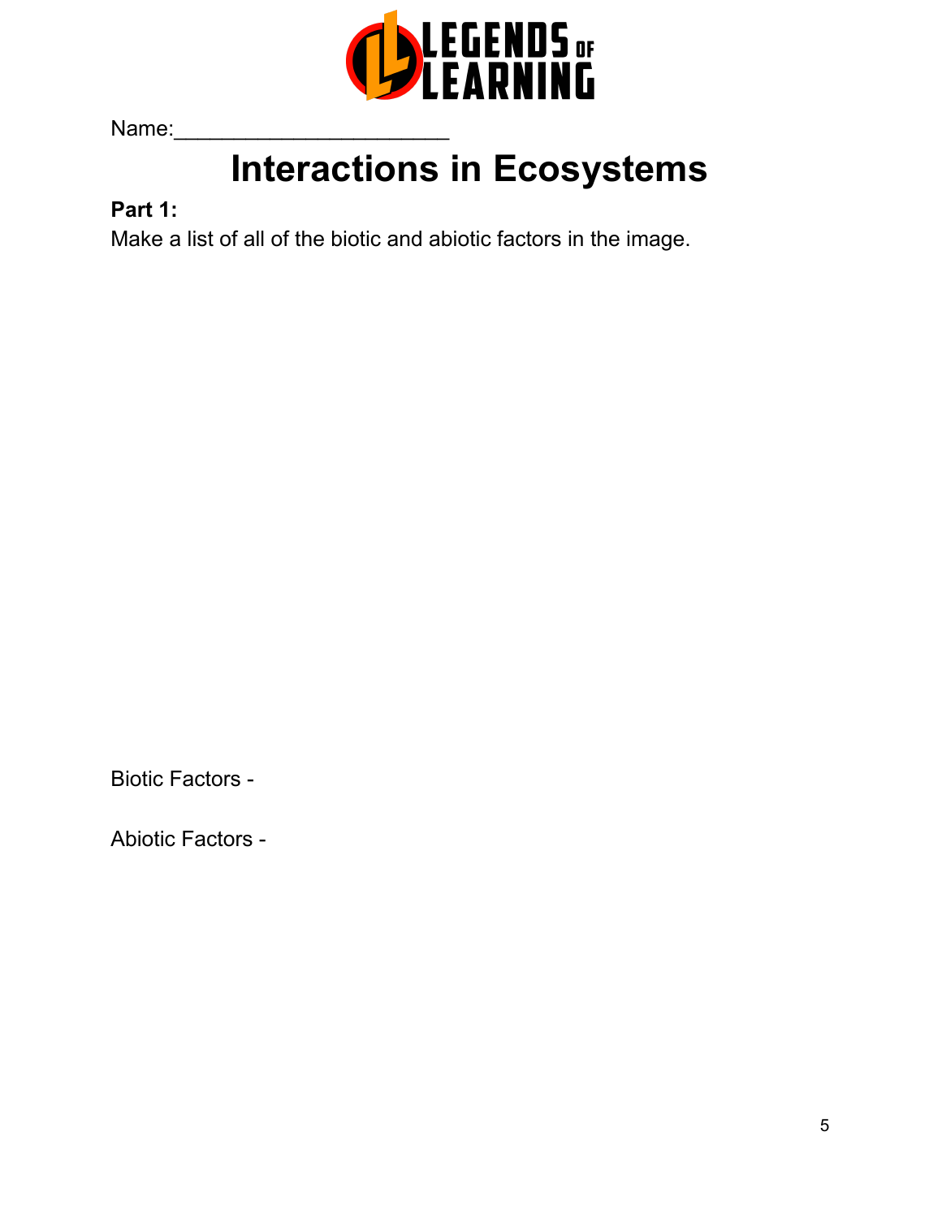Name:______________________

# Interactions in Ecosystems

**Part 1:**

Make a list of all of the biotic and abiotic factors in the image.

Biotic Factors -

Abiotic Factors -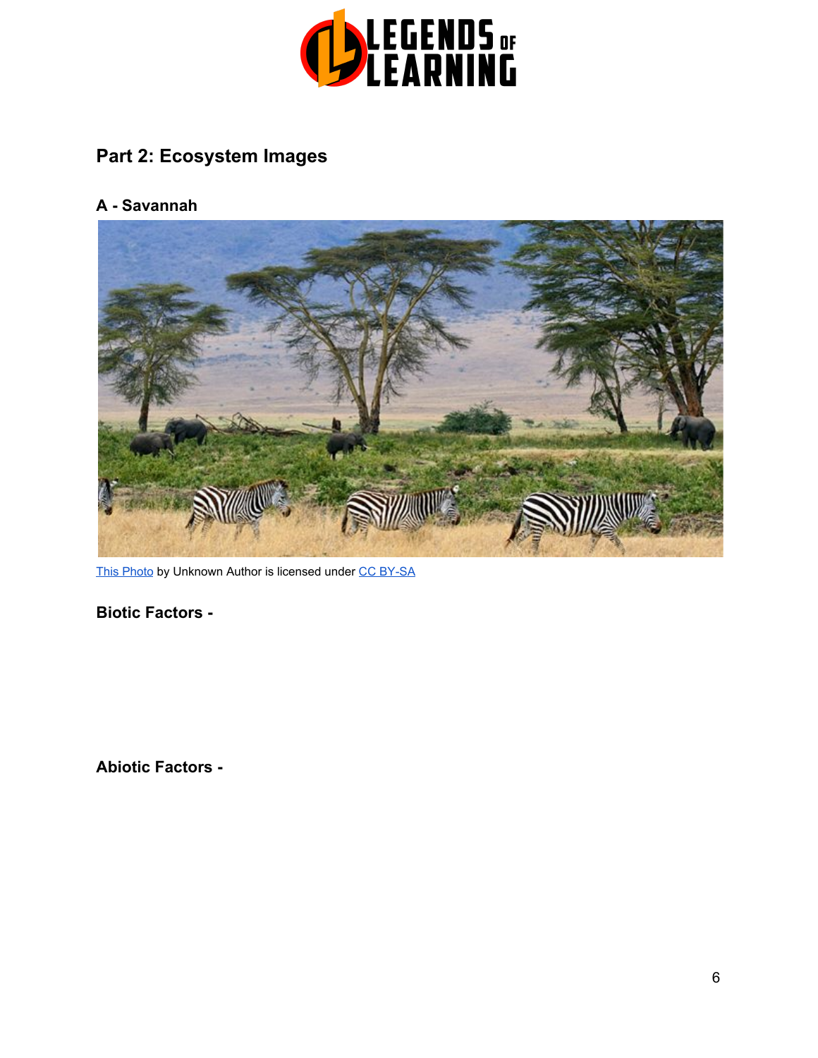## Part 2: Ecosystem Images

### A - Savannah

This Photo by Unknown Author is licensed under CC BY-SA

**Biotic Factors -**

**Abiotic Factors -**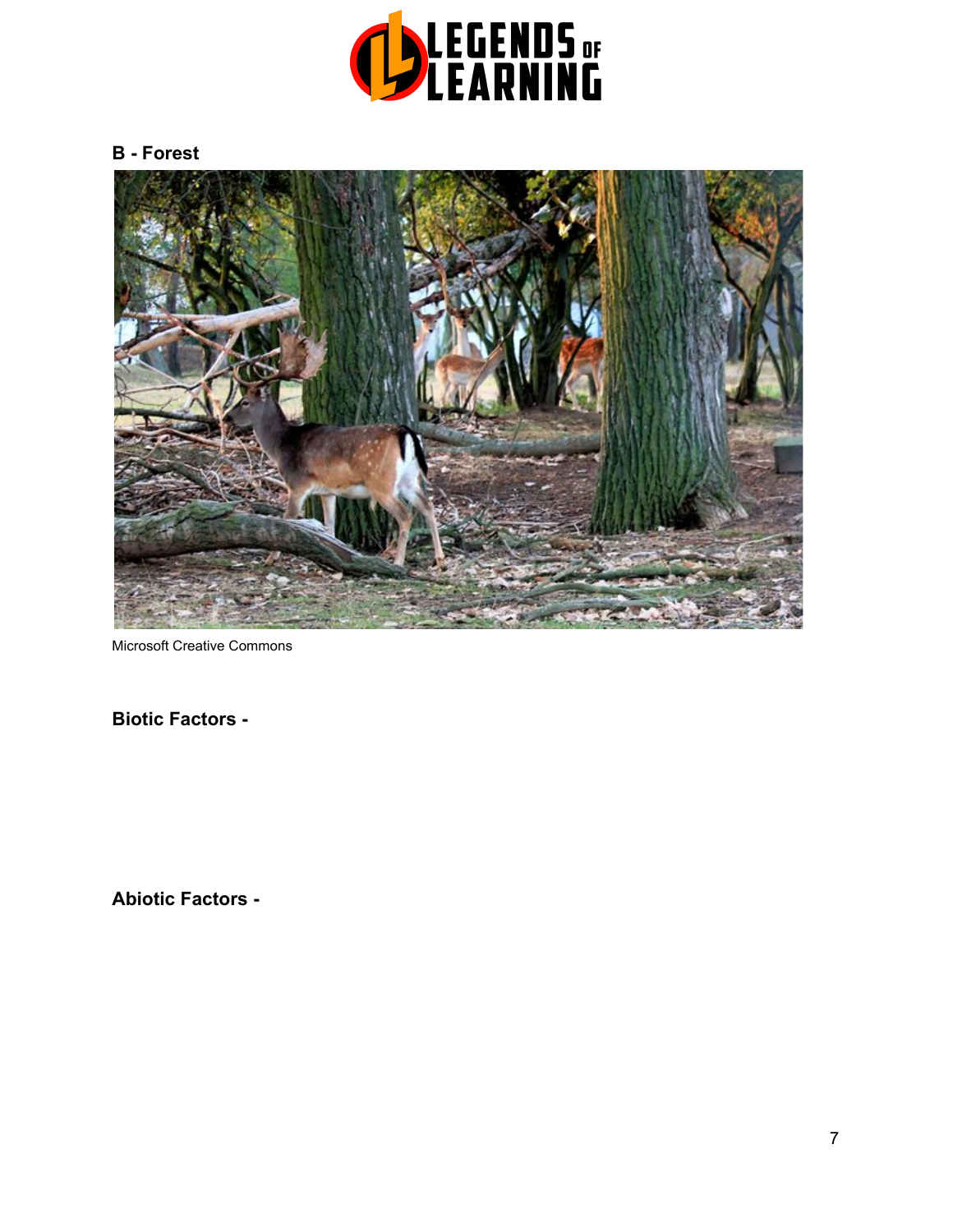## B - Forest

Microsoft Creative Commons

**Biotic Factors -**

**Abiotic Factors -**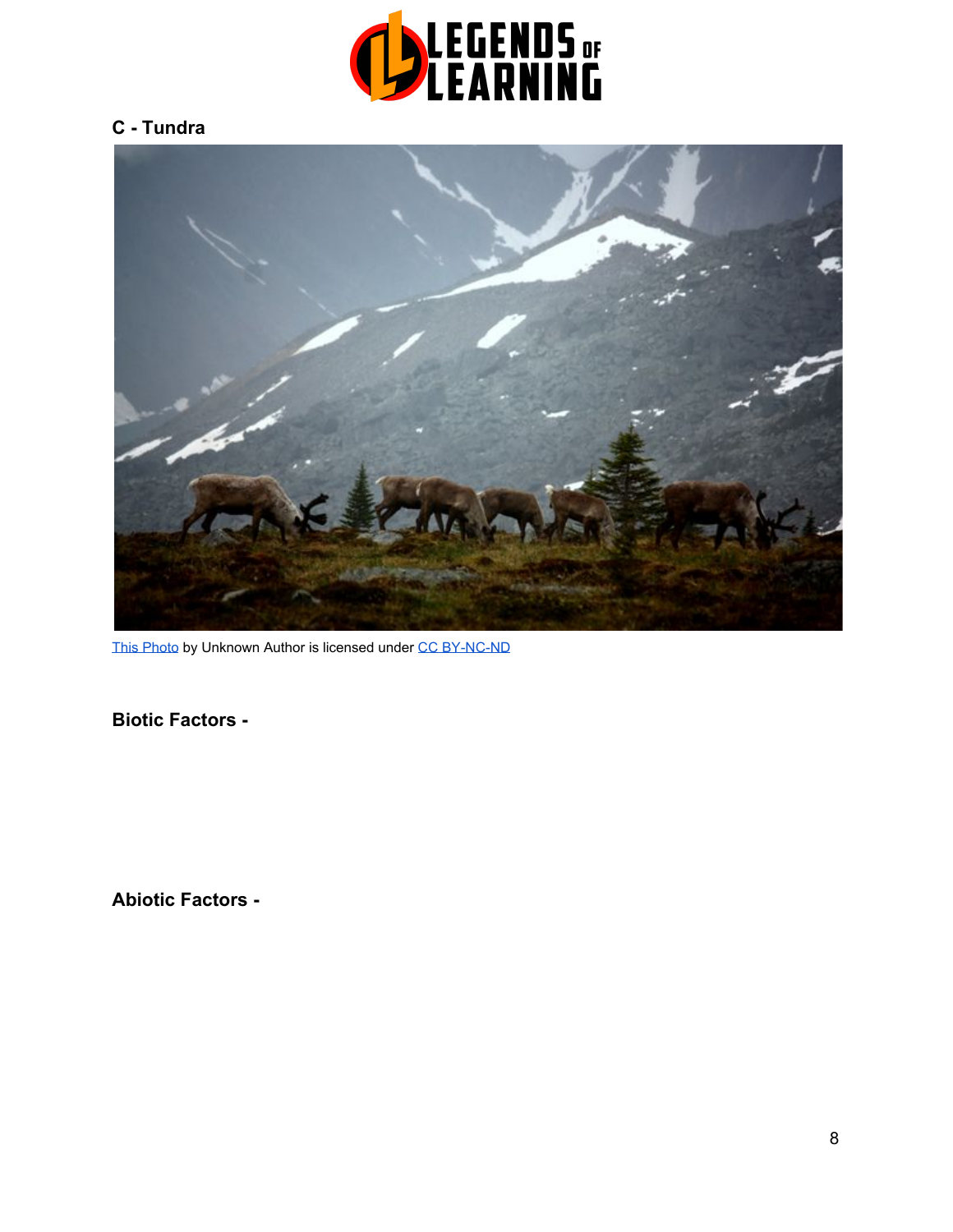## C - Tundra

This Photo by Unknown Author is licensed under CC BY-NC-ND

**Biotic Factors -**

**Abiotic Factors -**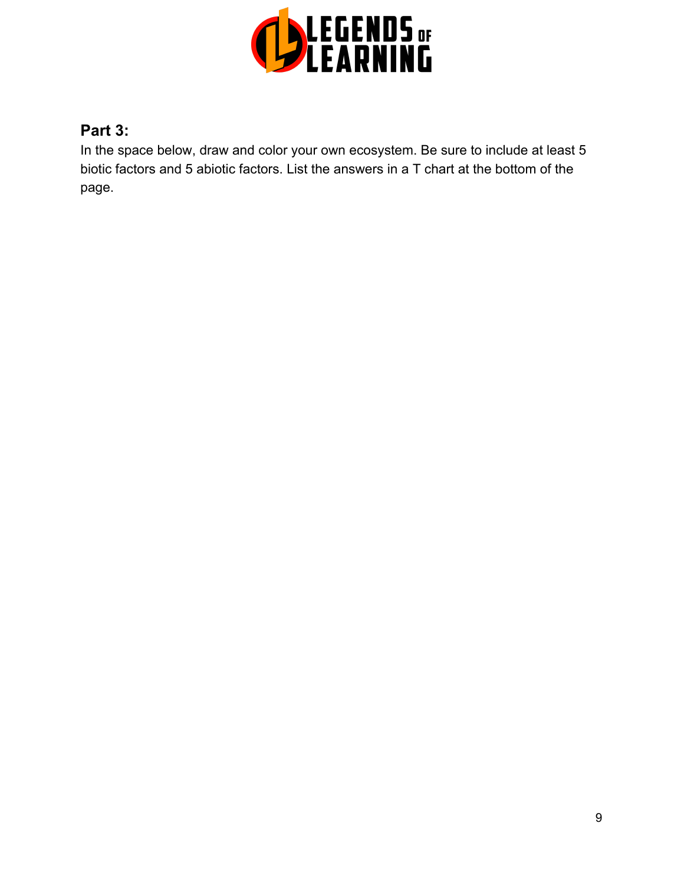## Part 3:

In the space below, draw and color your own ecosystem. Be sure to include at least 5 biotic factors and 5 abiotic factors. List the answers in a T chart at the bottom of the page.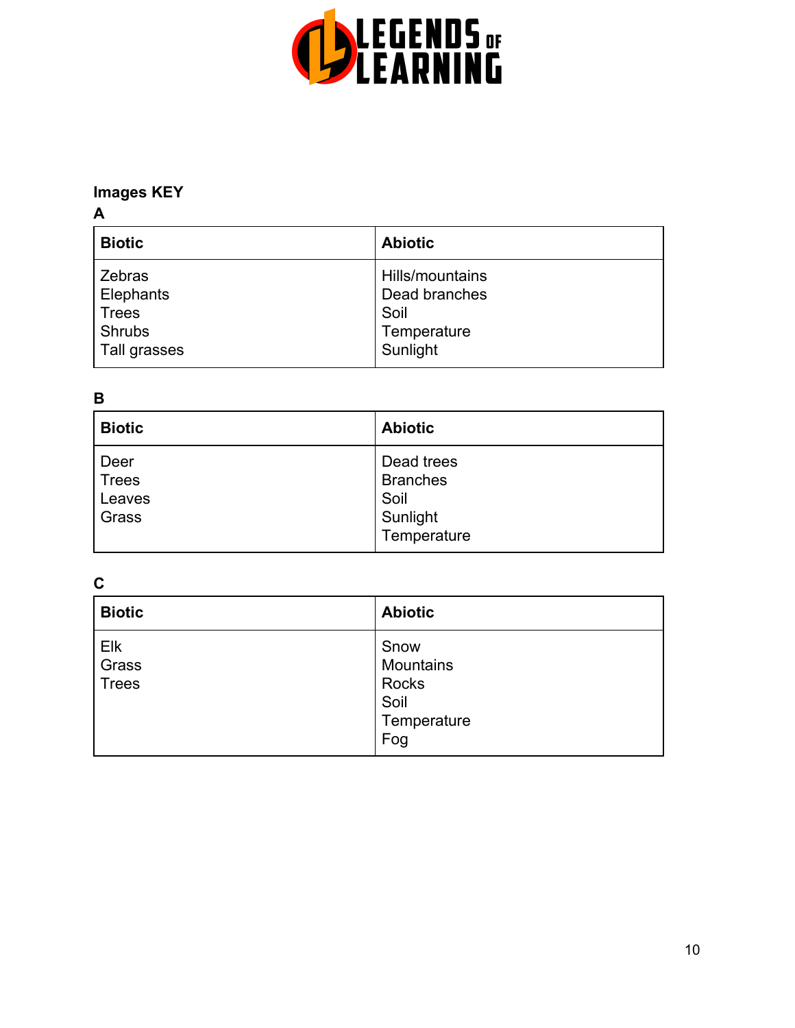**Images KEY**

**A**

| Biotic | Abiotic |
|---|---|
| Zebras<br>Elephants<br>Trees<br>Shrubs<br>Tall grasses | Hills/mountains<br>Dead branches<br>Soil<br>Temperature<br>Sunlight |

**B**

| Biotic | Abiotic |
|---|---|
| Deer<br>Trees<br>Leaves<br>Grass | Dead trees<br>Branches<br>Soil<br>Sunlight<br>Temperature |

**C**

| Biotic | Abiotic |
|---|---|
| Elk<br>Grass<br>Trees | Snow<br>Mountains<br>Rocks<br>Soil<br>Temperature<br>Fog |